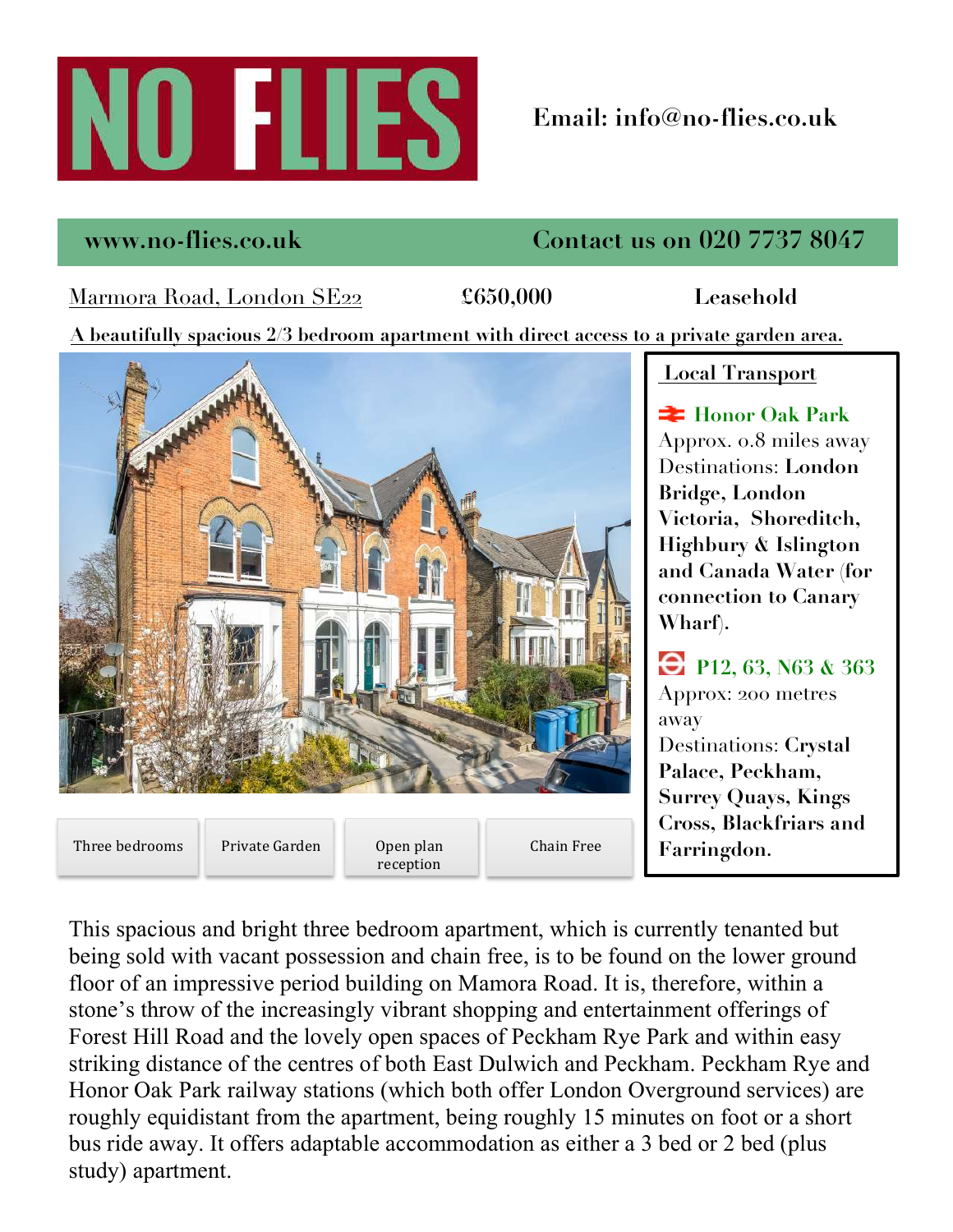# NO FLIES

Email: info@no-flies.co.uk

www.no-flies.co.uk

Contact us on 020 7737 8047

Marmora Road, London SE22 £650,000 Leasehold

**A beautifully spacious 2/3 bedroom apartment with direct access to a private garden area.**

Three bedrooms | Private Garden | Open plan reception | Chain Free

## Local Transport

**Honor Oak Park**
Approx. 0.8 miles away
Destinations: **London Bridge, London Victoria, Shoreditch, Highbury & Islington and Canada Water (for connection to Canary Wharf).**

**P12, 63, N63 & 363**
Approx: 200 metres away
Destinations: **Crystal Palace, Peckham, Surrey Quays, Kings Cross, Blackfriars and Farringdon.**

This spacious and bright three bedroom apartment, which is currently tenanted but being sold with vacant possession and chain free, is to be found on the lower ground floor of an impressive period building on Mamora Road. It is, therefore, within a stone's throw of the increasingly vibrant shopping and entertainment offerings of Forest Hill Road and the lovely open spaces of Peckham Rye Park and within easy striking distance of the centres of both East Dulwich and Peckham. Peckham Rye and Honor Oak Park railway stations (which both offer London Overground services) are roughly equidistant from the apartment, being roughly 15 minutes on foot or a short bus ride away. It offers adaptable accommodation as either a 3 bed or 2 bed (plus study) apartment.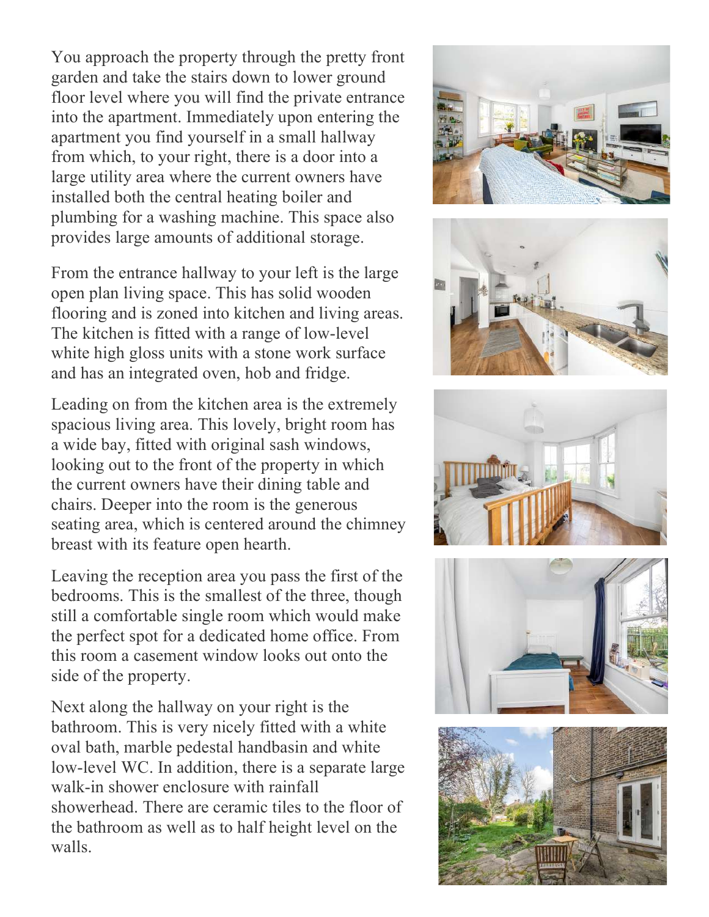You approach the property through the pretty front garden and take the stairs down to lower ground floor level where you will find the private entrance into the apartment. Immediately upon entering the apartment you find yourself in a small hallway from which, to your right, there is a door into a large utility area where the current owners have installed both the central heating boiler and plumbing for a washing machine. This space also provides large amounts of additional storage.

From the entrance hallway to your left is the large open plan living space. This has solid wooden flooring and is zoned into kitchen and living areas. The kitchen is fitted with a range of low-level white high gloss units with a stone work surface and has an integrated oven, hob and fridge.

Leading on from the kitchen area is the extremely spacious living area. This lovely, bright room has a wide bay, fitted with original sash windows, looking out to the front of the property in which the current owners have their dining table and chairs. Deeper into the room is the generous seating area, which is centered around the chimney breast with its feature open hearth.

Leaving the reception area you pass the first of the bedrooms. This is the smallest of the three, though still a comfortable single room which would make the perfect spot for a dedicated home office. From this room a casement window looks out onto the side of the property.

Next along the hallway on your right is the bathroom. This is very nicely fitted with a white oval bath, marble pedestal handbasin and white low-level WC. In addition, there is a separate large walk-in shower enclosure with rainfall showerhead. There are ceramic tiles to the floor of the bathroom as well as to half height level on the walls.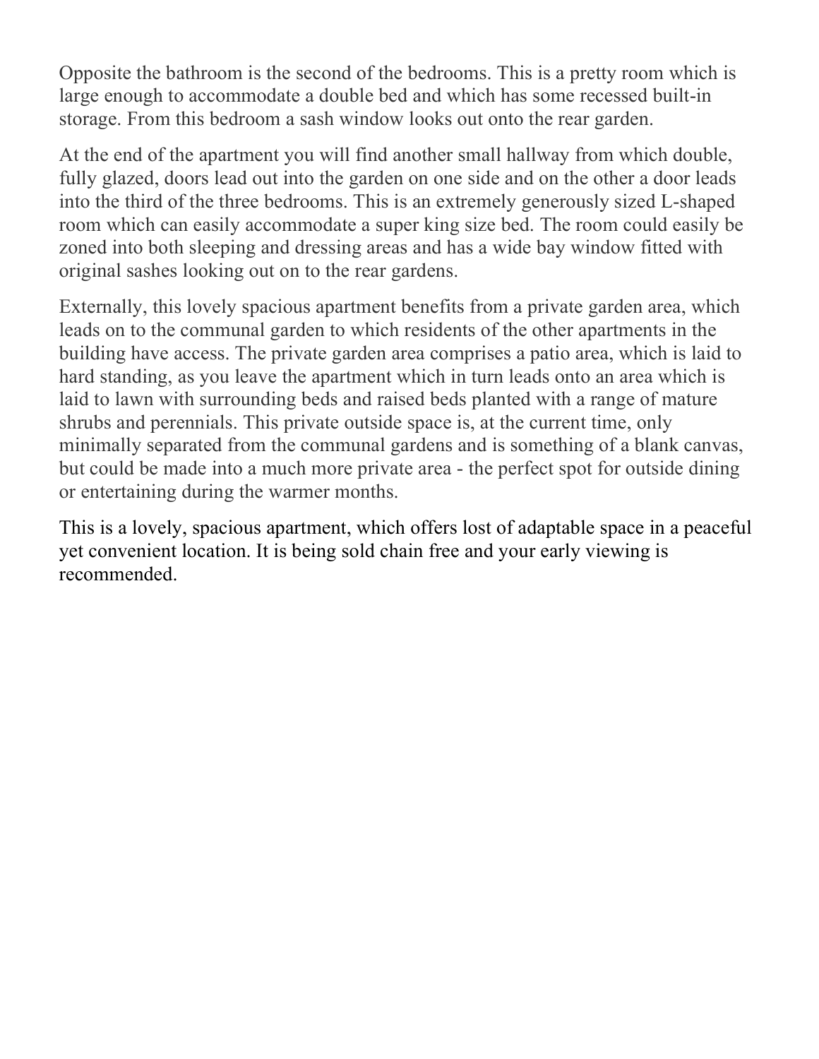Opposite the bathroom is the second of the bedrooms. This is a pretty room which is large enough to accommodate a double bed and which has some recessed built-in storage. From this bedroom a sash window looks out onto the rear garden.

At the end of the apartment you will find another small hallway from which double, fully glazed, doors lead out into the garden on one side and on the other a door leads into the third of the three bedrooms. This is an extremely generously sized L-shaped room which can easily accommodate a super king size bed. The room could easily be zoned into both sleeping and dressing areas and has a wide bay window fitted with original sashes looking out on to the rear gardens.

Externally, this lovely spacious apartment benefits from a private garden area, which leads on to the communal garden to which residents of the other apartments in the building have access. The private garden area comprises a patio area, which is laid to hard standing, as you leave the apartment which in turn leads onto an area which is laid to lawn with surrounding beds and raised beds planted with a range of mature shrubs and perennials. This private outside space is, at the current time, only minimally separated from the communal gardens and is something of a blank canvas, but could be made into a much more private area - the perfect spot for outside dining or entertaining during the warmer months.

This is a lovely, spacious apartment, which offers lost of adaptable space in a peaceful yet convenient location. It is being sold chain free and your early viewing is recommended.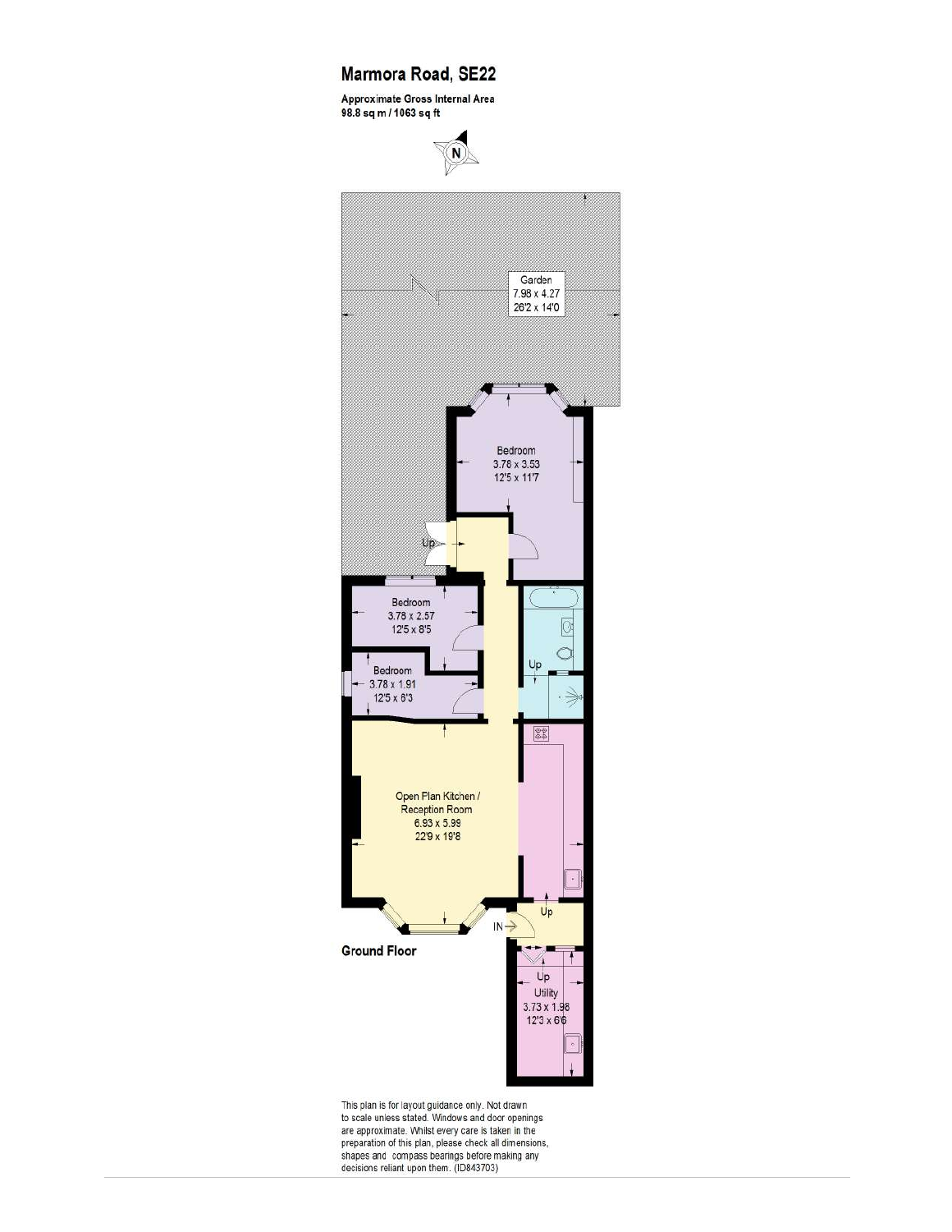# Marmora Road, SE22

**Approximate Gross Internal Area**
**98.8 sq m / 1063 sq ft**

N

Garden
7.98 x 4.27
26'2 x 14'0

Bedroom
3.78 x 3.53
12'5 x 11'7

Up

Bedroom
3.78 x 2.57
12'5 x 8'5

Bedroom
3.78 x 1.91
12'5 x 6'3

Up

Open Plan Kitchen /
Reception Room
6.93 x 5.99
22'9 x 19'8

Up

IN

**Ground Floor**

Up
Utility
3.73 x 1.98
12'3 x 6'6

This plan is for layout guidance only. Not drawn to scale unless stated. Windows and door openings are approximate. Whilst every care is taken in the preparation of this plan, please check all dimensions, shapes and compass bearings before making any decisions reliant upon them. (ID843703)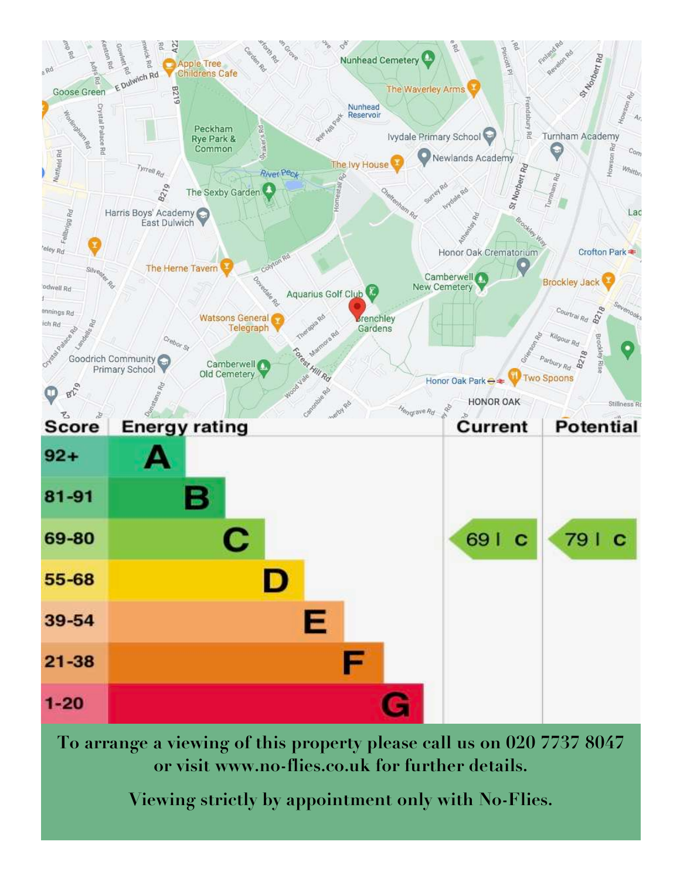Score | Energy rating | Current | Potential

92+ A

81-91 B

69-80 C

55-68 D

39-54 E

21-38 F

1-20 G

69 | C

79 | C

**To arrange a viewing of this property please call us on 020 7737 8047 or visit www.no-flies.co.uk for further details.**

**Viewing strictly by appointment only with No-Flies.**